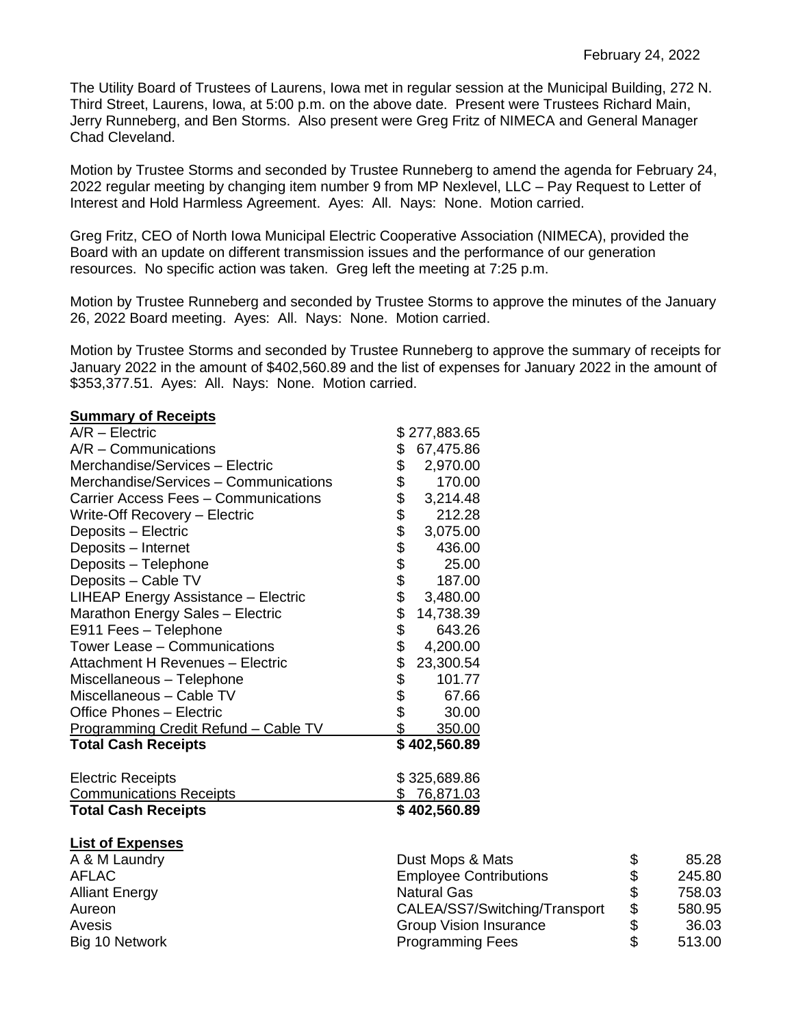February 24, 2022

The Utility Board of Trustees of Laurens, Iowa met in regular session at the Municipal Building, 272 N. Third Street, Laurens, Iowa, at 5:00 p.m. on the above date. Present were Trustees Richard Main, Jerry Runneberg, and Ben Storms. Also present were Greg Fritz of NIMECA and General Manager Chad Cleveland.

Motion by Trustee Storms and seconded by Trustee Runneberg to amend the agenda for February 24, 2022 regular meeting by changing item number 9 from MP Nexlevel, LLC – Pay Request to Letter of Interest and Hold Harmless Agreement. Ayes: All. Nays: None. Motion carried.

Greg Fritz, CEO of North Iowa Municipal Electric Cooperative Association (NIMECA), provided the Board with an update on different transmission issues and the performance of our generation resources. No specific action was taken. Greg left the meeting at 7:25 p.m.

Motion by Trustee Runneberg and seconded by Trustee Storms to approve the minutes of the January 26, 2022 Board meeting. Ayes: All. Nays: None. Motion carried.

Motion by Trustee Storms and seconded by Trustee Runneberg to approve the summary of receipts for January 2022 in the amount of $402,560.89 and the list of expenses for January 2022 in the amount of $353,377.51. Ayes: All. Nays: None. Motion carried.

**Summary of Receipts**

| | |
|---|---|
| A/R – Electric | $ 277,883.65 |
| A/R – Communications | $ 67,475.86 |
| Merchandise/Services – Electric | $ 2,970.00 |
| Merchandise/Services – Communications | $ 170.00 |
| Carrier Access Fees – Communications | $ 3,214.48 |
| Write-Off Recovery – Electric | $ 212.28 |
| Deposits – Electric | $ 3,075.00 |
| Deposits – Internet | $ 436.00 |
| Deposits – Telephone | $ 25.00 |
| Deposits – Cable TV | $ 187.00 |
| LIHEAP Energy Assistance – Electric | $ 3,480.00 |
| Marathon Energy Sales – Electric | $ 14,738.39 |
| E911 Fees – Telephone | $ 643.26 |
| Tower Lease – Communications | $ 4,200.00 |
| Attachment H Revenues – Electric | $ 23,300.54 |
| Miscellaneous – Telephone | $ 101.77 |
| Miscellaneous – Cable TV | $ 67.66 |
| Office Phones – Electric | $ 30.00 |
| Programming Credit Refund – Cable TV | $ 350.00 |
| **Total Cash Receipts** | **$ 402,560.89** |
| | |
| Electric Receipts | $ 325,689.86 |
| Communications Receipts | $ 76,871.03 |
| **Total Cash Receipts** | **$ 402,560.89** |

**List of Expenses**

| | | |
|---|---|---|
| A & M Laundry | Dust Mops & Mats | $ 85.28 |
| AFLAC | Employee Contributions | $ 245.80 |
| Alliant Energy | Natural Gas | $ 758.03 |
| Aureon | CALEA/SS7/Switching/Transport | $ 580.95 |
| Avesis | Group Vision Insurance | $ 36.03 |
| Big 10 Network | Programming Fees | $ 513.00 |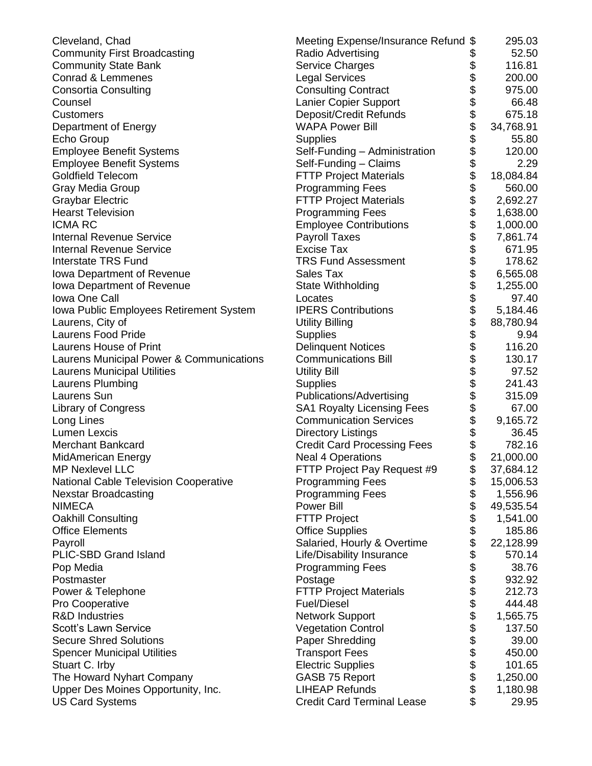| | | | |
|---|---|---|---|
| Cleveland, Chad | Meeting Expense/Insurance Refund | $ | 295.03 |
| Community First Broadcasting | Radio Advertising | $ | 52.50 |
| Community State Bank | Service Charges | $ | 116.81 |
| Conrad & Lemmenes | Legal Services | $ | 200.00 |
| Consortia Consulting | Consulting Contract | $ | 975.00 |
| Counsel | Lanier Copier Support | $ | 66.48 |
| Customers | Deposit/Credit Refunds | $ | 675.18 |
| Department of Energy | WAPA Power Bill | $ | 34,768.91 |
| Echo Group | Supplies | $ | 55.80 |
| Employee Benefit Systems | Self-Funding – Administration | $ | 120.00 |
| Employee Benefit Systems | Self-Funding – Claims | $ | 2.29 |
| Goldfield Telecom | FTTP Project Materials | $ | 18,084.84 |
| Gray Media Group | Programming Fees | $ | 560.00 |
| Graybar Electric | FTTP Project Materials | $ | 2,692.27 |
| Hearst Television | Programming Fees | $ | 1,638.00 |
| ICMA RC | Employee Contributions | $ | 1,000.00 |
| Internal Revenue Service | Payroll Taxes | $ | 7,861.74 |
| Internal Revenue Service | Excise Tax | $ | 671.95 |
| Interstate TRS Fund | TRS Fund Assessment | $ | 178.62 |
| Iowa Department of Revenue | Sales Tax | $ | 6,565.08 |
| Iowa Department of Revenue | State Withholding | $ | 1,255.00 |
| Iowa One Call | Locates | $ | 97.40 |
| Iowa Public Employees Retirement System | IPERS Contributions | $ | 5,184.46 |
| Laurens, City of | Utility Billing | $ | 88,780.94 |
| Laurens Food Pride | Supplies | $ | 9.94 |
| Laurens House of Print | Delinquent Notices | $ | 116.20 |
| Laurens Municipal Power & Communications | Communications Bill | $ | 130.17 |
| Laurens Municipal Utilities | Utility Bill | $ | 97.52 |
| Laurens Plumbing | Supplies | $ | 241.43 |
| Laurens Sun | Publications/Advertising | $ | 315.09 |
| Library of Congress | SA1 Royalty Licensing Fees | $ | 67.00 |
| Long Lines | Communication Services | $ | 9,165.72 |
| Lumen Lexcis | Directory Listings | $ | 36.45 |
| Merchant Bankcard | Credit Card Processing Fees | $ | 782.16 |
| MidAmerican Energy | Neal 4 Operations | $ | 21,000.00 |
| MP Nexlevel LLC | FTTP Project Pay Request #9 | $ | 37,684.12 |
| National Cable Television Cooperative | Programming Fees | $ | 15,006.53 |
| Nexstar Broadcasting | Programming Fees | $ | 1,556.96 |
| NIMECA | Power Bill | $ | 49,535.54 |
| Oakhill Consulting | FTTP Project | $ | 1,541.00 |
| Office Elements | Office Supplies | $ | 185.86 |
| Payroll | Salaried, Hourly & Overtime | $ | 22,128.99 |
| PLIC-SBD Grand Island | Life/Disability Insurance | $ | 570.14 |
| Pop Media | Programming Fees | $ | 38.76 |
| Postmaster | Postage | $ | 932.92 |
| Power & Telephone | FTTP Project Materials | $ | 212.73 |
| Pro Cooperative | Fuel/Diesel | $ | 444.48 |
| R&D Industries | Network Support | $ | 1,565.75 |
| Scott's Lawn Service | Vegetation Control | $ | 137.50 |
| Secure Shred Solutions | Paper Shredding | $ | 39.00 |
| Spencer Municipal Utilities | Transport Fees | $ | 450.00 |
| Stuart C. Irby | Electric Supplies | $ | 101.65 |
| The Howard Nyhart Company | GASB 75 Report | $ | 1,250.00 |
| Upper Des Moines Opportunity, Inc. | LIHEAP Refunds | $ | 1,180.98 |
| US Card Systems | Credit Card Terminal Lease | $ | 29.95 |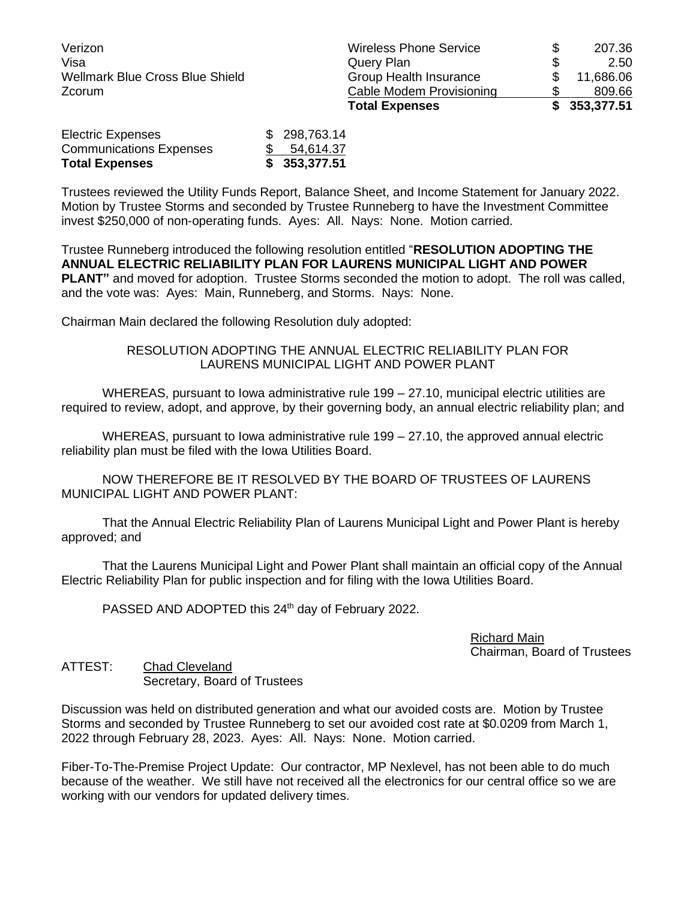| | | | |
|---|---|---|---|
| Verizon | Wireless Phone Service | $ | 207.36 |
| Visa | Query Plan | $ | 2.50 |
| Wellmark Blue Cross Blue Shield | Group Health Insurance | $ | 11,686.06 |
| Zcorum | Cable Modem Provisioning | $ | 809.66 |
| | **Total Expenses** | **$** | **353,377.51** |

| | |
|---|---|
| Electric Expenses | $ 298,763.14 |
| Communications Expenses | $ 54,614.37 |
| **Total Expenses** | **$ 353,377.51** |

Trustees reviewed the Utility Funds Report, Balance Sheet, and Income Statement for January 2022. Motion by Trustee Storms and seconded by Trustee Runneberg to have the Investment Committee invest $250,000 of non-operating funds. Ayes: All. Nays: None. Motion carried.

Trustee Runneberg introduced the following resolution entitled "**RESOLUTION ADOPTING THE ANNUAL ELECTRIC RELIABILITY PLAN FOR LAURENS MUNICIPAL LIGHT AND POWER PLANT"** and moved for adoption. Trustee Storms seconded the motion to adopt. The roll was called, and the vote was: Ayes: Main, Runneberg, and Storms. Nays: None.

Chairman Main declared the following Resolution duly adopted:

RESOLUTION ADOPTING THE ANNUAL ELECTRIC RELIABILITY PLAN FOR LAURENS MUNICIPAL LIGHT AND POWER PLANT

WHEREAS, pursuant to Iowa administrative rule 199 – 27.10, municipal electric utilities are required to review, adopt, and approve, by their governing body, an annual electric reliability plan; and

WHEREAS, pursuant to Iowa administrative rule 199 – 27.10, the approved annual electric reliability plan must be filed with the Iowa Utilities Board.

NOW THEREFORE BE IT RESOLVED BY THE BOARD OF TRUSTEES OF LAURENS MUNICIPAL LIGHT AND POWER PLANT:

That the Annual Electric Reliability Plan of Laurens Municipal Light and Power Plant is hereby approved; and

That the Laurens Municipal Light and Power Plant shall maintain an official copy of the Annual Electric Reliability Plan for public inspection and for filing with the Iowa Utilities Board.

PASSED AND ADOPTED this 24th day of February 2022.

Richard Main
Chairman, Board of Trustees

ATTEST: Chad Cleveland
Secretary, Board of Trustees

Discussion was held on distributed generation and what our avoided costs are. Motion by Trustee Storms and seconded by Trustee Runneberg to set our avoided cost rate at $0.0209 from March 1, 2022 through February 28, 2023. Ayes: All. Nays: None. Motion carried.

Fiber-To-The-Premise Project Update: Our contractor, MP Nexlevel, has not been able to do much because of the weather. We still have not received all the electronics for our central office so we are working with our vendors for updated delivery times.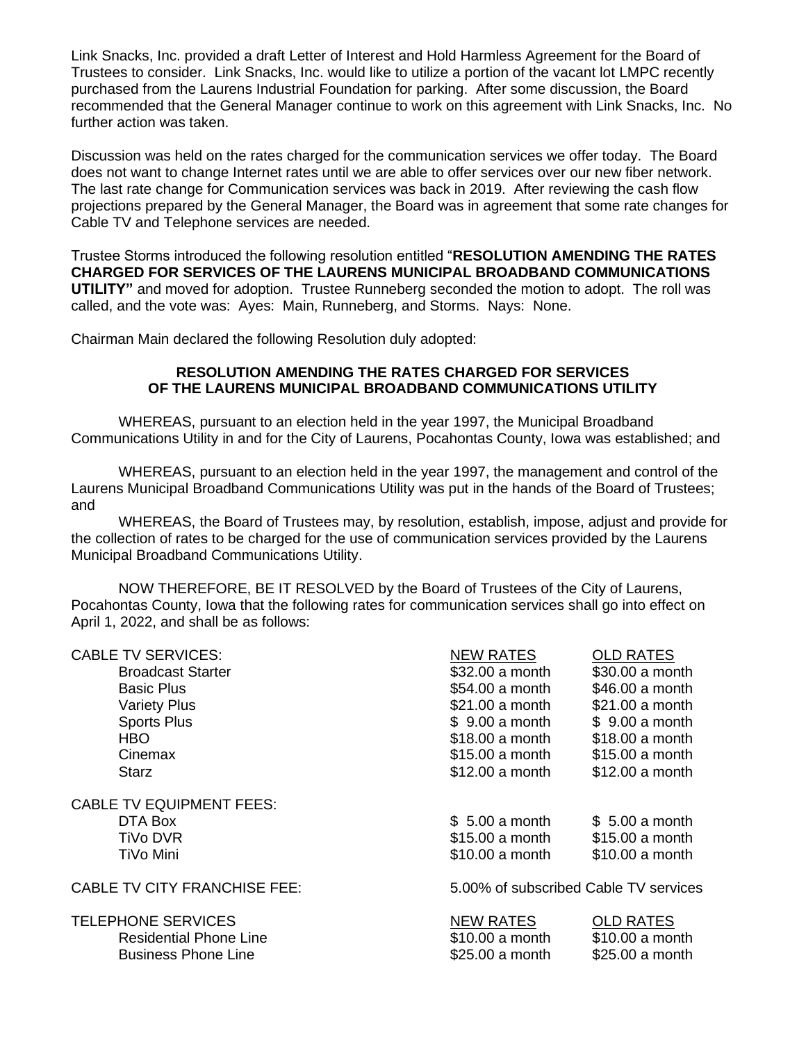Link Snacks, Inc. provided a draft Letter of Interest and Hold Harmless Agreement for the Board of Trustees to consider. Link Snacks, Inc. would like to utilize a portion of the vacant lot LMPC recently purchased from the Laurens Industrial Foundation for parking. After some discussion, the Board recommended that the General Manager continue to work on this agreement with Link Snacks, Inc. No further action was taken.

Discussion was held on the rates charged for the communication services we offer today. The Board does not want to change Internet rates until we are able to offer services over our new fiber network. The last rate change for Communication services was back in 2019. After reviewing the cash flow projections prepared by the General Manager, the Board was in agreement that some rate changes for Cable TV and Telephone services are needed.

Trustee Storms introduced the following resolution entitled "**RESOLUTION AMENDING THE RATES CHARGED FOR SERVICES OF THE LAURENS MUNICIPAL BROADBAND COMMUNICATIONS UTILITY"** and moved for adoption. Trustee Runneberg seconded the motion to adopt. The roll was called, and the vote was: Ayes: Main, Runneberg, and Storms. Nays: None.

Chairman Main declared the following Resolution duly adopted:

**RESOLUTION AMENDING THE RATES CHARGED FOR SERVICES OF THE LAURENS MUNICIPAL BROADBAND COMMUNICATIONS UTILITY**

WHEREAS, pursuant to an election held in the year 1997, the Municipal Broadband Communications Utility in and for the City of Laurens, Pocahontas County, Iowa was established; and

WHEREAS, pursuant to an election held in the year 1997, the management and control of the Laurens Municipal Broadband Communications Utility was put in the hands of the Board of Trustees; and

WHEREAS, the Board of Trustees may, by resolution, establish, impose, adjust and provide for the collection of rates to be charged for the use of communication services provided by the Laurens Municipal Broadband Communications Utility.

NOW THEREFORE, BE IT RESOLVED by the Board of Trustees of the City of Laurens, Pocahontas County, Iowa that the following rates for communication services shall go into effect on April 1, 2022, and shall be as follows:

| CABLE TV SERVICES: | NEW RATES | OLD RATES |
|---|---|---|
| Broadcast Starter | $32.00 a month | $30.00 a month |
| Basic Plus | $54.00 a month | $46.00 a month |
| Variety Plus | $21.00 a month | $21.00 a month |
| Sports Plus | $ 9.00 a month | $ 9.00 a month |
| HBO | $18.00 a month | $18.00 a month |
| Cinemax | $15.00 a month | $15.00 a month |
| Starz | $12.00 a month | $12.00 a month |
| CABLE TV EQUIPMENT FEES: | | |
| DTA Box | $ 5.00 a month | $ 5.00 a month |
| TiVo DVR | $15.00 a month | $15.00 a month |
| TiVo Mini | $10.00 a month | $10.00 a month |
| CABLE TV CITY FRANCHISE FEE: | 5.00% of subscribed Cable TV services | |
| TELEPHONE SERVICES | NEW RATES | OLD RATES |
| Residential Phone Line | $10.00 a month | $10.00 a month |
| Business Phone Line | $25.00 a month | $25.00 a month |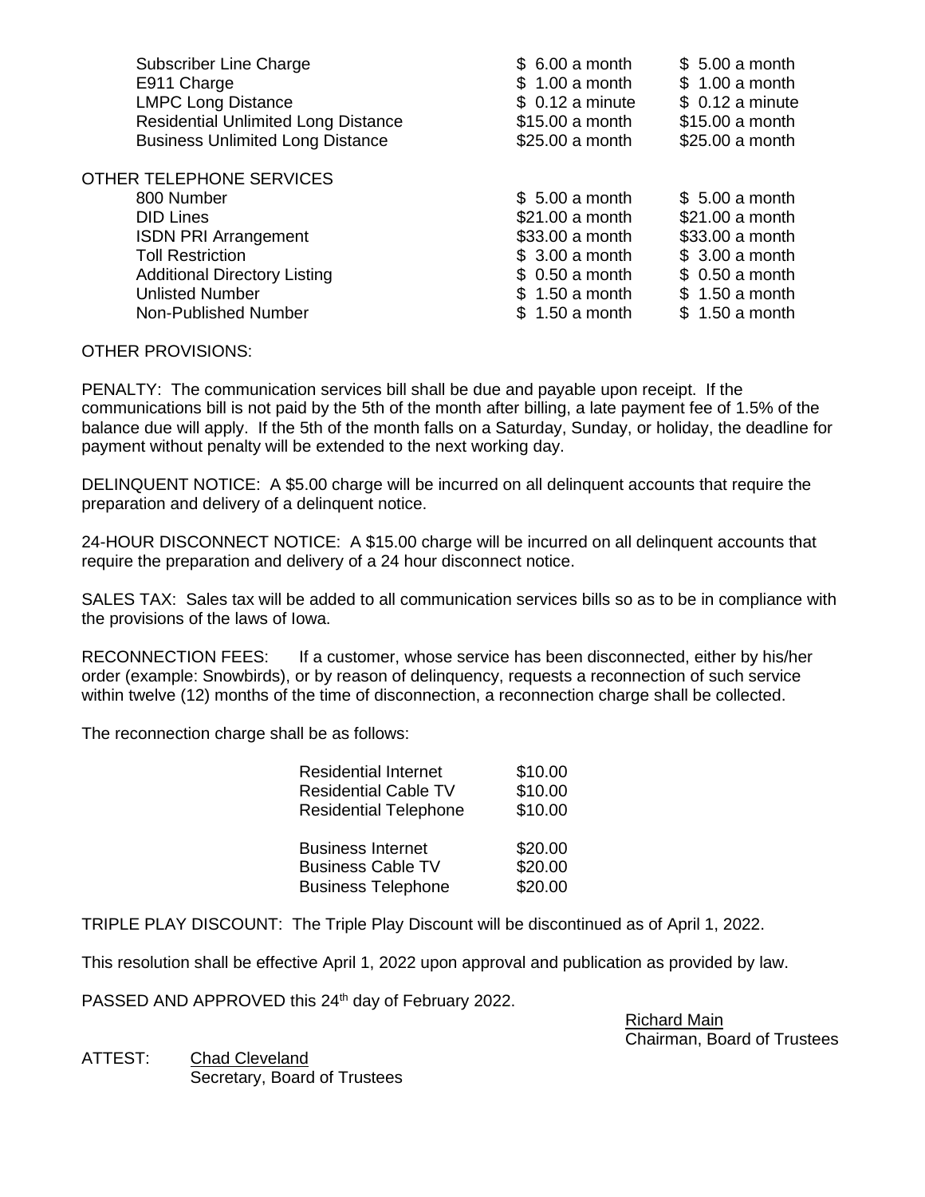| | | |
|---|---|---|
| Subscriber Line Charge | $ 6.00 a month | $ 5.00 a month |
| E911 Charge | $ 1.00 a month | $ 1.00 a month |
| LMPC Long Distance | $ 0.12 a minute | $ 0.12 a minute |
| Residential Unlimited Long Distance | $15.00 a month | $15.00 a month |
| Business Unlimited Long Distance | $25.00 a month | $25.00 a month |
| **OTHER TELEPHONE SERVICES** | | |
| 800 Number | $ 5.00 a month | $ 5.00 a month |
| DID Lines | $21.00 a month | $21.00 a month |
| ISDN PRI Arrangement | $33.00 a month | $33.00 a month |
| Toll Restriction | $ 3.00 a month | $ 3.00 a month |
| Additional Directory Listing | $ 0.50 a month | $ 0.50 a month |
| Unlisted Number | $ 1.50 a month | $ 1.50 a month |
| Non-Published Number | $ 1.50 a month | $ 1.50 a month |

OTHER PROVISIONS:

PENALTY: The communication services bill shall be due and payable upon receipt. If the communications bill is not paid by the 5th of the month after billing, a late payment fee of 1.5% of the balance due will apply. If the 5th of the month falls on a Saturday, Sunday, or holiday, the deadline for payment without penalty will be extended to the next working day.

DELINQUENT NOTICE: A $5.00 charge will be incurred on all delinquent accounts that require the preparation and delivery of a delinquent notice.

24-HOUR DISCONNECT NOTICE: A $15.00 charge will be incurred on all delinquent accounts that require the preparation and delivery of a 24 hour disconnect notice.

SALES TAX: Sales tax will be added to all communication services bills so as to be in compliance with the provisions of the laws of Iowa.

RECONNECTION FEES: If a customer, whose service has been disconnected, either by his/her order (example: Snowbirds), or by reason of delinquency, requests a reconnection of such service within twelve (12) months of the time of disconnection, a reconnection charge shall be collected.

The reconnection charge shall be as follows:

| | |
|---|---|
| Residential Internet | $10.00 |
| Residential Cable TV | $10.00 |
| Residential Telephone | $10.00 |
| Business Internet | $20.00 |
| Business Cable TV | $20.00 |
| Business Telephone | $20.00 |

TRIPLE PLAY DISCOUNT: The Triple Play Discount will be discontinued as of April 1, 2022.

This resolution shall be effective April 1, 2022 upon approval and publication as provided by law.

PASSED AND APPROVED this 24th day of February 2022.

Richard Main
Chairman, Board of Trustees

ATTEST: Chad Cleveland
Secretary, Board of Trustees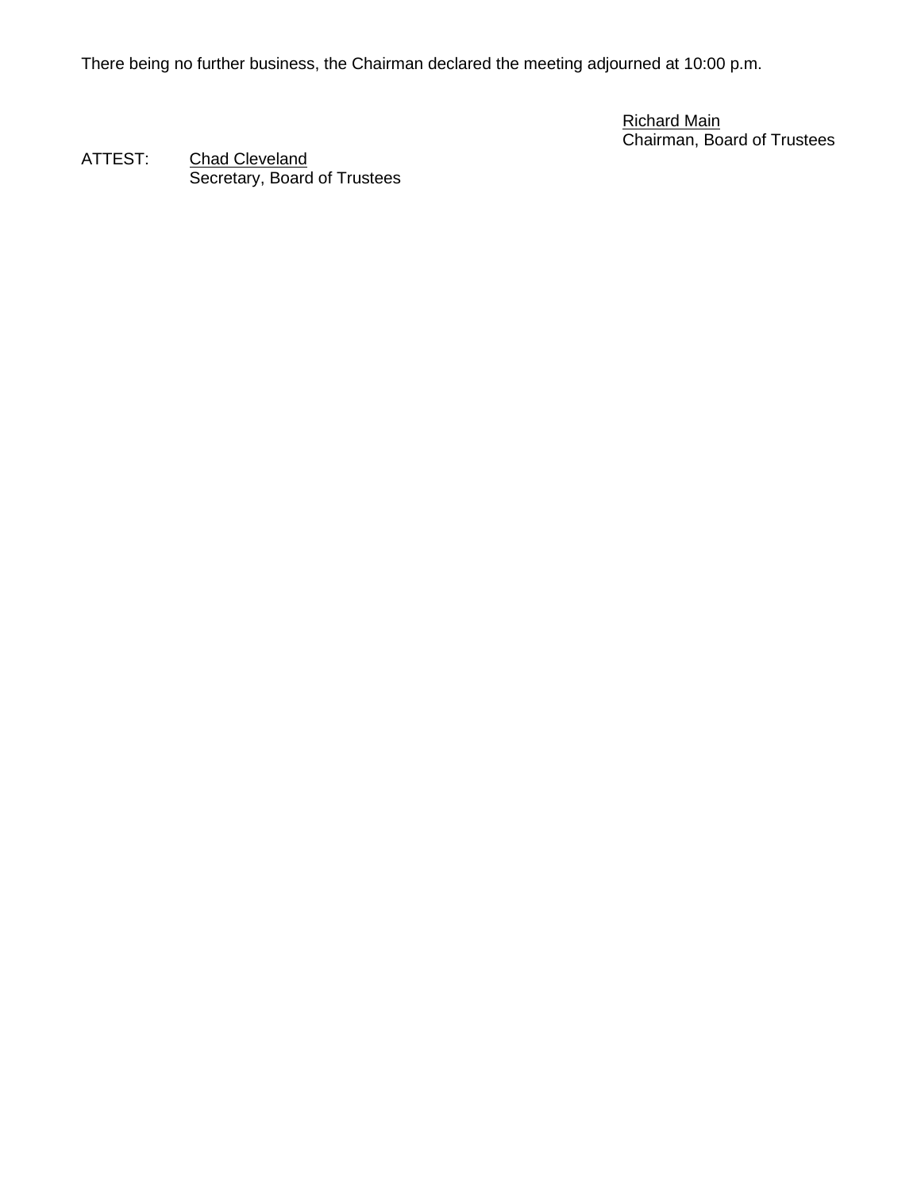There being no further business, the Chairman declared the meeting adjourned at 10:00 p.m.

Richard Main
Chairman, Board of Trustees

ATTEST: Chad Cleveland
Secretary, Board of Trustees